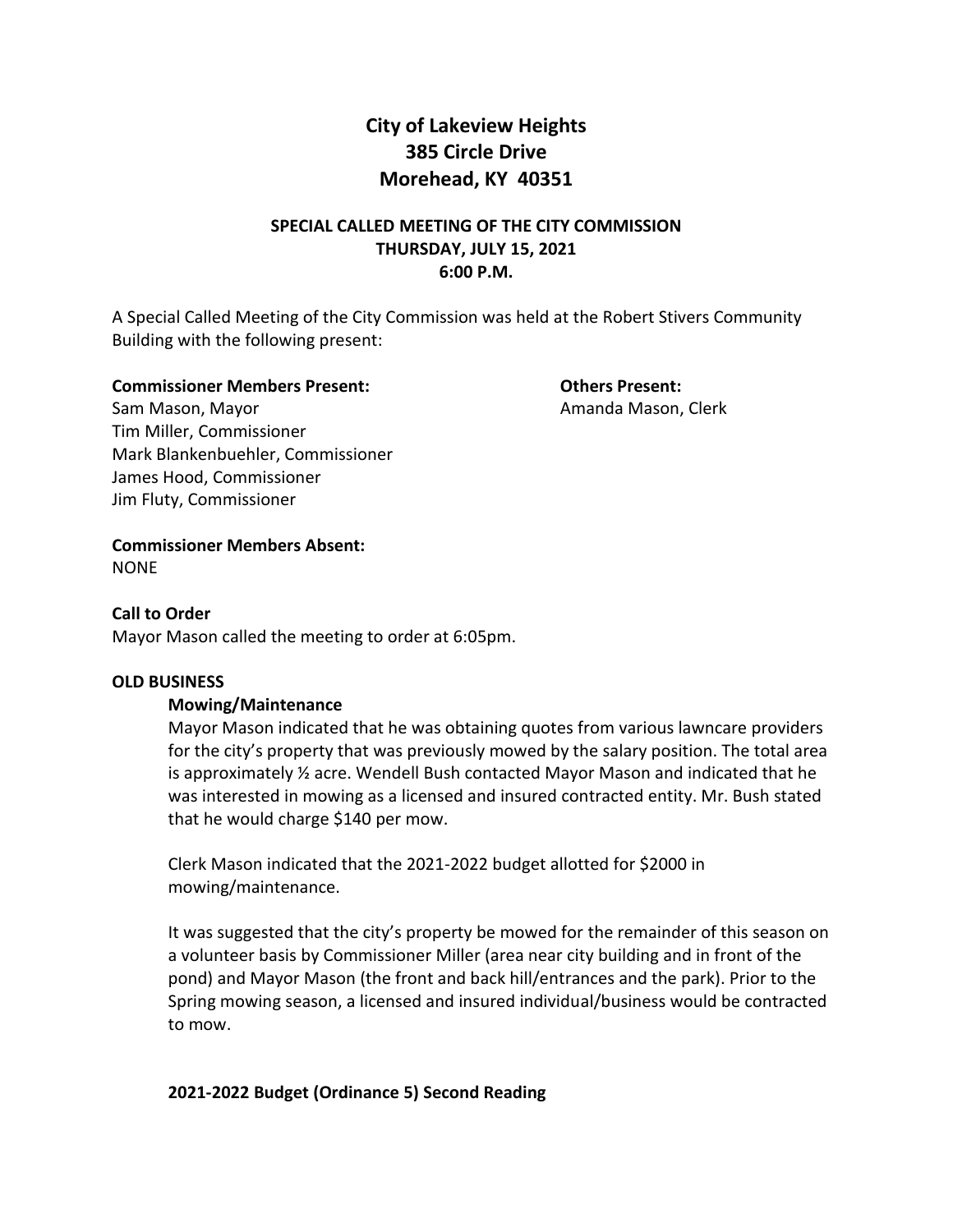# City of Lakeview Heights
# 385 Circle Drive
# Morehead, KY 40351

## SPECIAL CALLED MEETING OF THE CITY COMMISSION
## THURSDAY, JULY 15, 2021
## 6:00 P.M.

A Special Called Meeting of the City Commission was held at the Robert Stivers Community Building with the following present:

**Commissioner Members Present:**
Sam Mason, Mayor
Tim Miller, Commissioner
Mark Blankenbuehler, Commissioner
James Hood, Commissioner
Jim Fluty, Commissioner

**Others Present:**
Amanda Mason, Clerk

**Commissioner Members Absent:**
NONE

**Call to Order**
Mayor Mason called the meeting to order at 6:05pm.

**OLD BUSINESS**

**Mowing/Maintenance**

Mayor Mason indicated that he was obtaining quotes from various lawncare providers for the city's property that was previously mowed by the salary position. The total area is approximately ½ acre. Wendell Bush contacted Mayor Mason and indicated that he was interested in mowing as a licensed and insured contracted entity. Mr. Bush stated that he would charge $140 per mow.

Clerk Mason indicated that the 2021-2022 budget allotted for $2000 in mowing/maintenance.

It was suggested that the city's property be mowed for the remainder of this season on a volunteer basis by Commissioner Miller (area near city building and in front of the pond) and Mayor Mason (the front and back hill/entrances and the park). Prior to the Spring mowing season, a licensed and insured individual/business would be contracted to mow.

**2021-2022 Budget (Ordinance 5) Second Reading**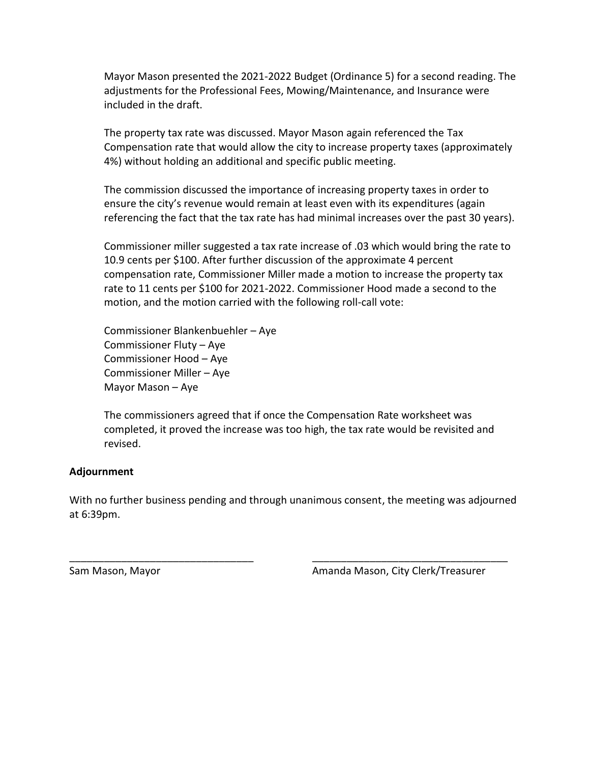Mayor Mason presented the 2021-2022 Budget (Ordinance 5) for a second reading. The adjustments for the Professional Fees, Mowing/Maintenance, and Insurance were included in the draft.

The property tax rate was discussed. Mayor Mason again referenced the Tax Compensation rate that would allow the city to increase property taxes (approximately 4%) without holding an additional and specific public meeting.

The commission discussed the importance of increasing property taxes in order to ensure the city's revenue would remain at least even with its expenditures (again referencing the fact that the tax rate has had minimal increases over the past 30 years).

Commissioner miller suggested a tax rate increase of .03 which would bring the rate to 10.9 cents per $100. After further discussion of the approximate 4 percent compensation rate, Commissioner Miller made a motion to increase the property tax rate to 11 cents per $100 for 2021-2022. Commissioner Hood made a second to the motion, and the motion carried with the following roll-call vote:

Commissioner Blankenbuehler – Aye
Commissioner Fluty – Aye
Commissioner Hood – Aye
Commissioner Miller – Aye
Mayor Mason – Aye

The commissioners agreed that if once the Compensation Rate worksheet was completed, it proved the increase was too high, the tax rate would be revisited and revised.

**Adjournment**

With no further business pending and through unanimous consent, the meeting was adjourned at 6:39pm.

\_\_\_\_\_\_\_\_\_\_\_\_\_\_\_\_\_\_\_\_\_\_\_\_\_\_\_\_\_\_\_\_
Sam Mason, Mayor

\_\_\_\_\_\_\_\_\_\_\_\_\_\_\_\_\_\_\_\_\_\_\_\_\_\_\_\_\_\_\_\_
Amanda Mason, City Clerk/Treasurer